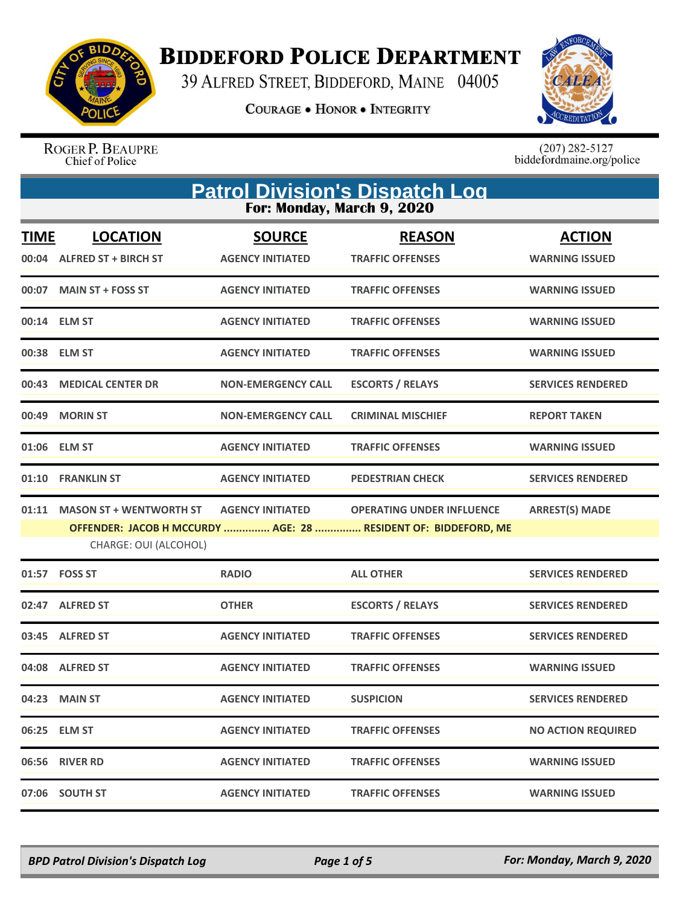# Biddeford Police Department

39 Alfred Street, Biddeford, Maine 04005

Courage • Honor • Integrity

Roger P. Beaupre
Chief of Police

(207) 282-5127
biddefordmaine.org/police

## Patrol Division's Dispatch Log

**For: Monday, March 9, 2020**

| TIME | LOCATION | SOURCE | REASON | ACTION |
|---|---|---|---|---|
| 00:04 | ALFRED ST + BIRCH ST | AGENCY INITIATED | TRAFFIC OFFENSES | WARNING ISSUED |
| 00:07 | MAIN ST + FOSS ST | AGENCY INITIATED | TRAFFIC OFFENSES | WARNING ISSUED |
| 00:14 | ELM ST | AGENCY INITIATED | TRAFFIC OFFENSES | WARNING ISSUED |
| 00:38 | ELM ST | AGENCY INITIATED | TRAFFIC OFFENSES | WARNING ISSUED |
| 00:43 | MEDICAL CENTER DR | NON-EMERGENCY CALL | ESCORTS / RELAYS | SERVICES RENDERED |
| 00:49 | MORIN ST | NON-EMERGENCY CALL | CRIMINAL MISCHIEF | REPORT TAKEN |
| 01:06 | ELM ST | AGENCY INITIATED | TRAFFIC OFFENSES | WARNING ISSUED |
| 01:10 | FRANKLIN ST | AGENCY INITIATED | PEDESTRIAN CHECK | SERVICES RENDERED |
| 01:11 | MASON ST + WENTWORTH ST | AGENCY INITIATED | OPERATING UNDER INFLUENCE | ARREST(S) MADE |
| | OFFENDER: JACOB H MCCURDY ............... AGE: 28 ............... RESIDENT OF: BIDDEFORD, ME | | | |
| | CHARGE: OUI (ALCOHOL) | | | |
| 01:57 | FOSS ST | RADIO | ALL OTHER | SERVICES RENDERED |
| 02:47 | ALFRED ST | OTHER | ESCORTS / RELAYS | SERVICES RENDERED |
| 03:45 | ALFRED ST | AGENCY INITIATED | TRAFFIC OFFENSES | SERVICES RENDERED |
| 04:08 | ALFRED ST | AGENCY INITIATED | TRAFFIC OFFENSES | WARNING ISSUED |
| 04:23 | MAIN ST | AGENCY INITIATED | SUSPICION | SERVICES RENDERED |
| 06:25 | ELM ST | AGENCY INITIATED | TRAFFIC OFFENSES | NO ACTION REQUIRED |
| 06:56 | RIVER RD | AGENCY INITIATED | TRAFFIC OFFENSES | WARNING ISSUED |
| 07:06 | SOUTH ST | AGENCY INITIATED | TRAFFIC OFFENSES | WARNING ISSUED |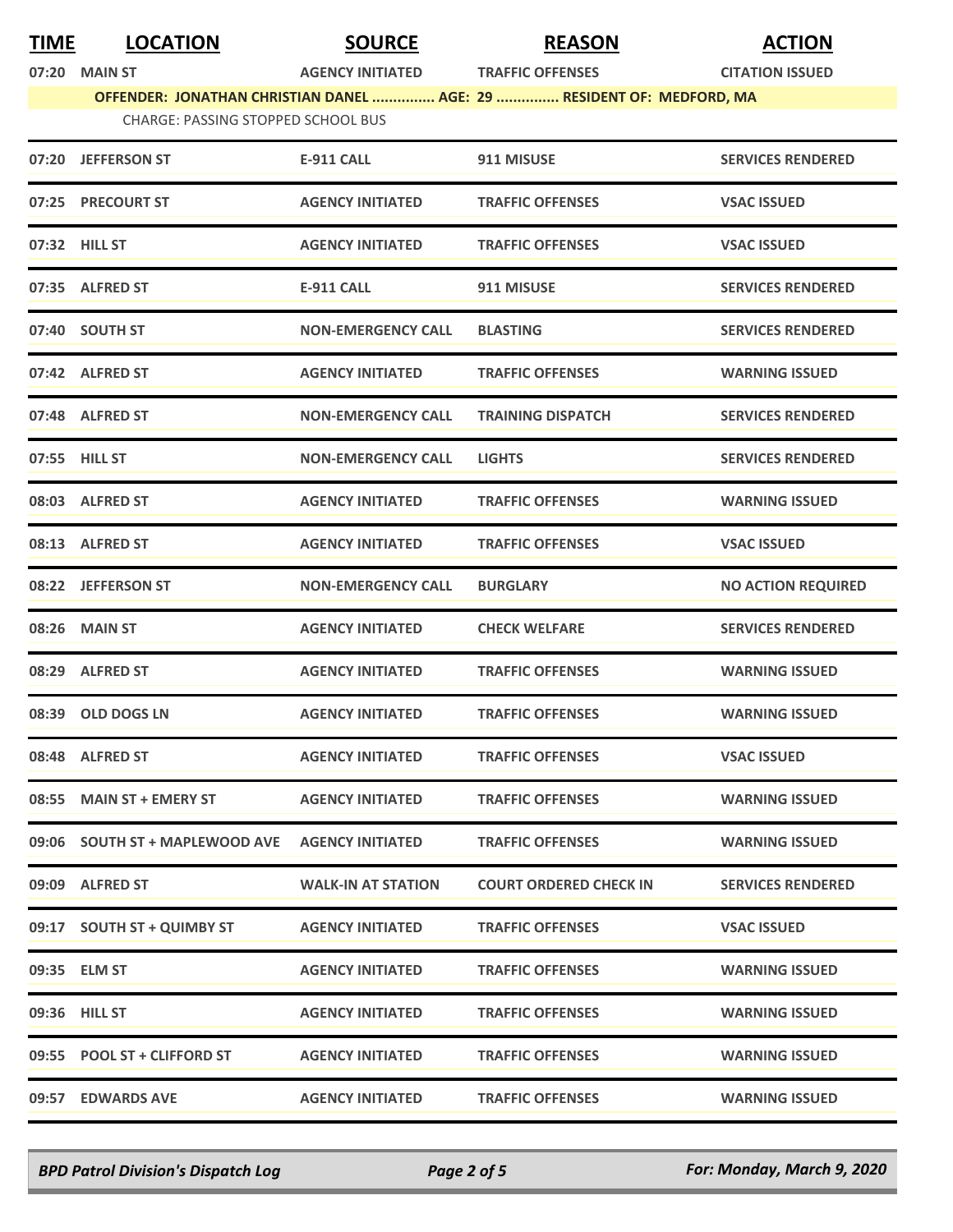| TIME | LOCATION | SOURCE | REASON | ACTION |
|---|---|---|---|---|
| 07:20 | MAIN ST | AGENCY INITIATED | TRAFFIC OFFENSES | CITATION ISSUED |
| OFFENDER: JONATHAN CHRISTIAN DANEL ............... AGE: 29 ............... RESIDENT OF: MEDFORD, MA | | | | |
| CHARGE: PASSING STOPPED SCHOOL BUS | | | | |
| 07:20 | JEFFERSON ST | E-911 CALL | 911 MISUSE | SERVICES RENDERED |
| 07:25 | PRECOURT ST | AGENCY INITIATED | TRAFFIC OFFENSES | VSAC ISSUED |
| 07:32 | HILL ST | AGENCY INITIATED | TRAFFIC OFFENSES | VSAC ISSUED |
| 07:35 | ALFRED ST | E-911 CALL | 911 MISUSE | SERVICES RENDERED |
| 07:40 | SOUTH ST | NON-EMERGENCY CALL | BLASTING | SERVICES RENDERED |
| 07:42 | ALFRED ST | AGENCY INITIATED | TRAFFIC OFFENSES | WARNING ISSUED |
| 07:48 | ALFRED ST | NON-EMERGENCY CALL | TRAINING DISPATCH | SERVICES RENDERED |
| 07:55 | HILL ST | NON-EMERGENCY CALL | LIGHTS | SERVICES RENDERED |
| 08:03 | ALFRED ST | AGENCY INITIATED | TRAFFIC OFFENSES | WARNING ISSUED |
| 08:13 | ALFRED ST | AGENCY INITIATED | TRAFFIC OFFENSES | VSAC ISSUED |
| 08:22 | JEFFERSON ST | NON-EMERGENCY CALL | BURGLARY | NO ACTION REQUIRED |
| 08:26 | MAIN ST | AGENCY INITIATED | CHECK WELFARE | SERVICES RENDERED |
| 08:29 | ALFRED ST | AGENCY INITIATED | TRAFFIC OFFENSES | WARNING ISSUED |
| 08:39 | OLD DOGS LN | AGENCY INITIATED | TRAFFIC OFFENSES | WARNING ISSUED |
| 08:48 | ALFRED ST | AGENCY INITIATED | TRAFFIC OFFENSES | VSAC ISSUED |
| 08:55 | MAIN ST + EMERY ST | AGENCY INITIATED | TRAFFIC OFFENSES | WARNING ISSUED |
| 09:06 | SOUTH ST + MAPLEWOOD AVE | AGENCY INITIATED | TRAFFIC OFFENSES | WARNING ISSUED |
| 09:09 | ALFRED ST | WALK-IN AT STATION | COURT ORDERED CHECK IN | SERVICES RENDERED |
| 09:17 | SOUTH ST + QUIMBY ST | AGENCY INITIATED | TRAFFIC OFFENSES | VSAC ISSUED |
| 09:35 | ELM ST | AGENCY INITIATED | TRAFFIC OFFENSES | WARNING ISSUED |
| 09:36 | HILL ST | AGENCY INITIATED | TRAFFIC OFFENSES | WARNING ISSUED |
| 09:55 | POOL ST + CLIFFORD ST | AGENCY INITIATED | TRAFFIC OFFENSES | WARNING ISSUED |
| 09:57 | EDWARDS AVE | AGENCY INITIATED | TRAFFIC OFFENSES | WARNING ISSUED |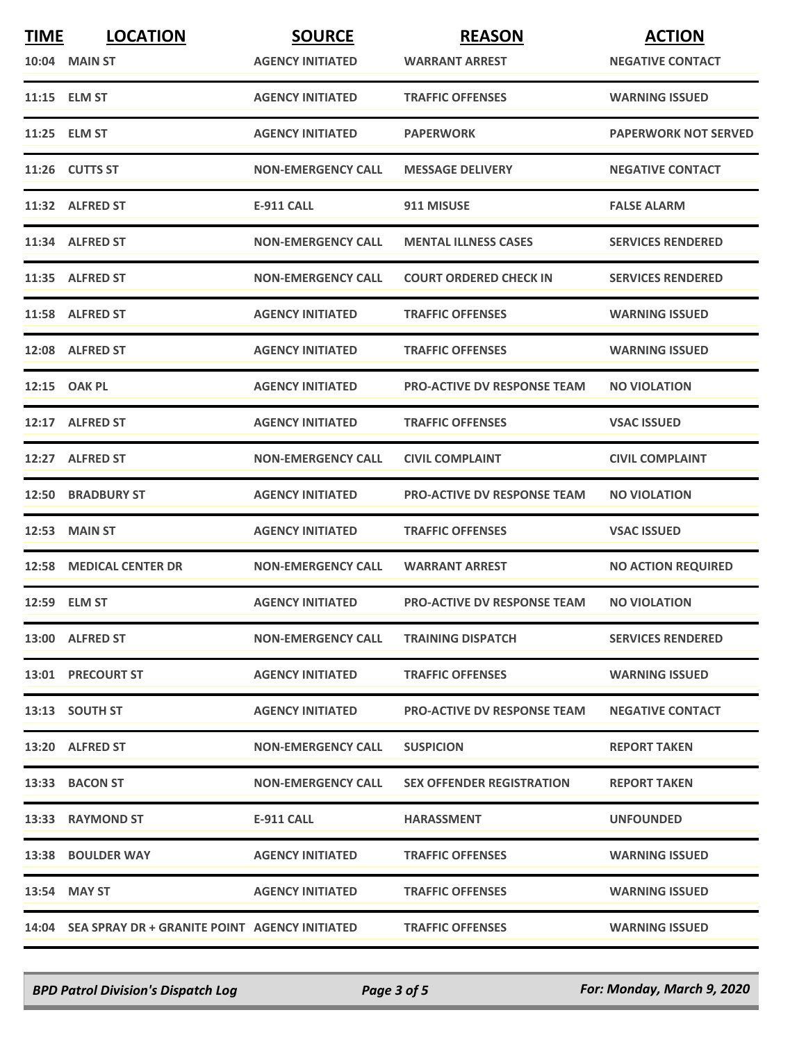| TIME | LOCATION | SOURCE | REASON | ACTION |
|---|---|---|---|---|
| 10:04 | MAIN ST | AGENCY INITIATED | WARRANT ARREST | NEGATIVE CONTACT |
| 11:15 | ELM ST | AGENCY INITIATED | TRAFFIC OFFENSES | WARNING ISSUED |
| 11:25 | ELM ST | AGENCY INITIATED | PAPERWORK | PAPERWORK NOT SERVED |
| 11:26 | CUTTS ST | NON-EMERGENCY CALL | MESSAGE DELIVERY | NEGATIVE CONTACT |
| 11:32 | ALFRED ST | E-911 CALL | 911 MISUSE | FALSE ALARM |
| 11:34 | ALFRED ST | NON-EMERGENCY CALL | MENTAL ILLNESS CASES | SERVICES RENDERED |
| 11:35 | ALFRED ST | NON-EMERGENCY CALL | COURT ORDERED CHECK IN | SERVICES RENDERED |
| 11:58 | ALFRED ST | AGENCY INITIATED | TRAFFIC OFFENSES | WARNING ISSUED |
| 12:08 | ALFRED ST | AGENCY INITIATED | TRAFFIC OFFENSES | WARNING ISSUED |
| 12:15 | OAK PL | AGENCY INITIATED | PRO-ACTIVE DV RESPONSE TEAM | NO VIOLATION |
| 12:17 | ALFRED ST | AGENCY INITIATED | TRAFFIC OFFENSES | VSAC ISSUED |
| 12:27 | ALFRED ST | NON-EMERGENCY CALL | CIVIL COMPLAINT | CIVIL COMPLAINT |
| 12:50 | BRADBURY ST | AGENCY INITIATED | PRO-ACTIVE DV RESPONSE TEAM | NO VIOLATION |
| 12:53 | MAIN ST | AGENCY INITIATED | TRAFFIC OFFENSES | VSAC ISSUED |
| 12:58 | MEDICAL CENTER DR | NON-EMERGENCY CALL | WARRANT ARREST | NO ACTION REQUIRED |
| 12:59 | ELM ST | AGENCY INITIATED | PRO-ACTIVE DV RESPONSE TEAM | NO VIOLATION |
| 13:00 | ALFRED ST | NON-EMERGENCY CALL | TRAINING DISPATCH | SERVICES RENDERED |
| 13:01 | PRECOURT ST | AGENCY INITIATED | TRAFFIC OFFENSES | WARNING ISSUED |
| 13:13 | SOUTH ST | AGENCY INITIATED | PRO-ACTIVE DV RESPONSE TEAM | NEGATIVE CONTACT |
| 13:20 | ALFRED ST | NON-EMERGENCY CALL | SUSPICION | REPORT TAKEN |
| 13:33 | BACON ST | NON-EMERGENCY CALL | SEX OFFENDER REGISTRATION | REPORT TAKEN |
| 13:33 | RAYMOND ST | E-911 CALL | HARASSMENT | UNFOUNDED |
| 13:38 | BOULDER WAY | AGENCY INITIATED | TRAFFIC OFFENSES | WARNING ISSUED |
| 13:54 | MAY ST | AGENCY INITIATED | TRAFFIC OFFENSES | WARNING ISSUED |
| 14:04 | SEA SPRAY DR + GRANITE POINT | AGENCY INITIATED | TRAFFIC OFFENSES | WARNING ISSUED |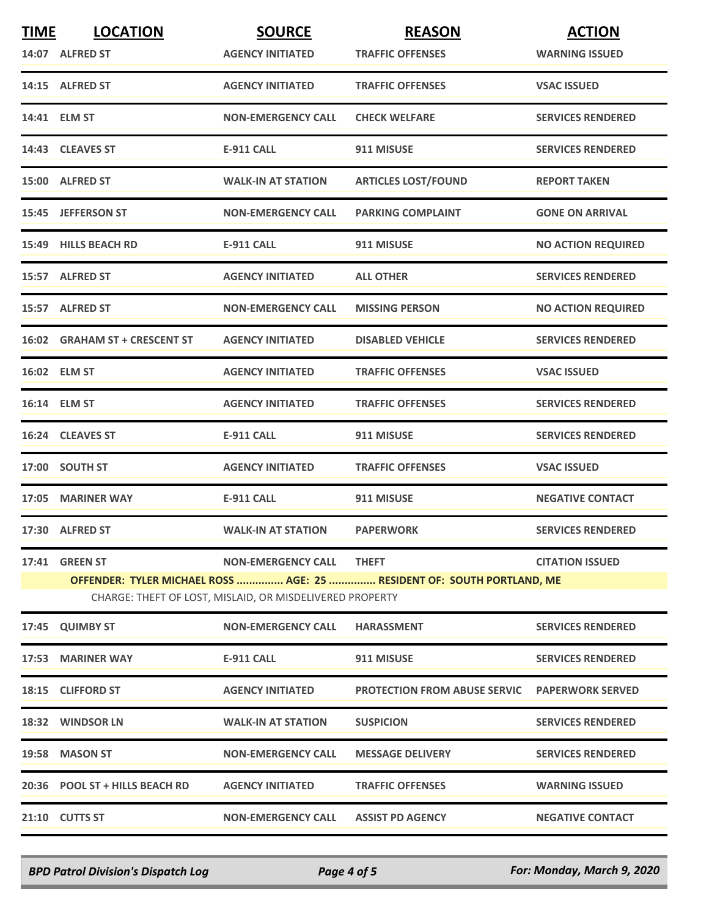| TIME | LOCATION | SOURCE | REASON | ACTION |
|---|---|---|---|---|
| 14:07 | ALFRED ST | AGENCY INITIATED | TRAFFIC OFFENSES | WARNING ISSUED |
| 14:15 | ALFRED ST | AGENCY INITIATED | TRAFFIC OFFENSES | VSAC ISSUED |
| 14:41 | ELM ST | NON-EMERGENCY CALL | CHECK WELFARE | SERVICES RENDERED |
| 14:43 | CLEAVES ST | E-911 CALL | 911 MISUSE | SERVICES RENDERED |
| 15:00 | ALFRED ST | WALK-IN AT STATION | ARTICLES LOST/FOUND | REPORT TAKEN |
| 15:45 | JEFFERSON ST | NON-EMERGENCY CALL | PARKING COMPLAINT | GONE ON ARRIVAL |
| 15:49 | HILLS BEACH RD | E-911 CALL | 911 MISUSE | NO ACTION REQUIRED |
| 15:57 | ALFRED ST | AGENCY INITIATED | ALL OTHER | SERVICES RENDERED |
| 15:57 | ALFRED ST | NON-EMERGENCY CALL | MISSING PERSON | NO ACTION REQUIRED |
| 16:02 | GRAHAM ST + CRESCENT ST | AGENCY INITIATED | DISABLED VEHICLE | SERVICES RENDERED |
| 16:02 | ELM ST | AGENCY INITIATED | TRAFFIC OFFENSES | VSAC ISSUED |
| 16:14 | ELM ST | AGENCY INITIATED | TRAFFIC OFFENSES | SERVICES RENDERED |
| 16:24 | CLEAVES ST | E-911 CALL | 911 MISUSE | SERVICES RENDERED |
| 17:00 | SOUTH ST | AGENCY INITIATED | TRAFFIC OFFENSES | VSAC ISSUED |
| 17:05 | MARINER WAY | E-911 CALL | 911 MISUSE | NEGATIVE CONTACT |
| 17:30 | ALFRED ST | WALK-IN AT STATION | PAPERWORK | SERVICES RENDERED |
| 17:41 | GREEN ST | NON-EMERGENCY CALL | THEFT | CITATION ISSUED |
| | OFFENDER: TYLER MICHAEL ROSS ............... AGE: 25 ............... RESIDENT OF: SOUTH PORTLAND, ME | | | |
| | CHARGE: THEFT OF LOST, MISLAID, OR MISDELIVERED PROPERTY | | | |
| 17:45 | QUIMBY ST | NON-EMERGENCY CALL | HARASSMENT | SERVICES RENDERED |
| 17:53 | MARINER WAY | E-911 CALL | 911 MISUSE | SERVICES RENDERED |
| 18:15 | CLIFFORD ST | AGENCY INITIATED | PROTECTION FROM ABUSE SERVIC | PAPERWORK SERVED |
| 18:32 | WINDSOR LN | WALK-IN AT STATION | SUSPICION | SERVICES RENDERED |
| 19:58 | MASON ST | NON-EMERGENCY CALL | MESSAGE DELIVERY | SERVICES RENDERED |
| 20:36 | POOL ST + HILLS BEACH RD | AGENCY INITIATED | TRAFFIC OFFENSES | WARNING ISSUED |
| 21:10 | CUTTS ST | NON-EMERGENCY CALL | ASSIST PD AGENCY | NEGATIVE CONTACT |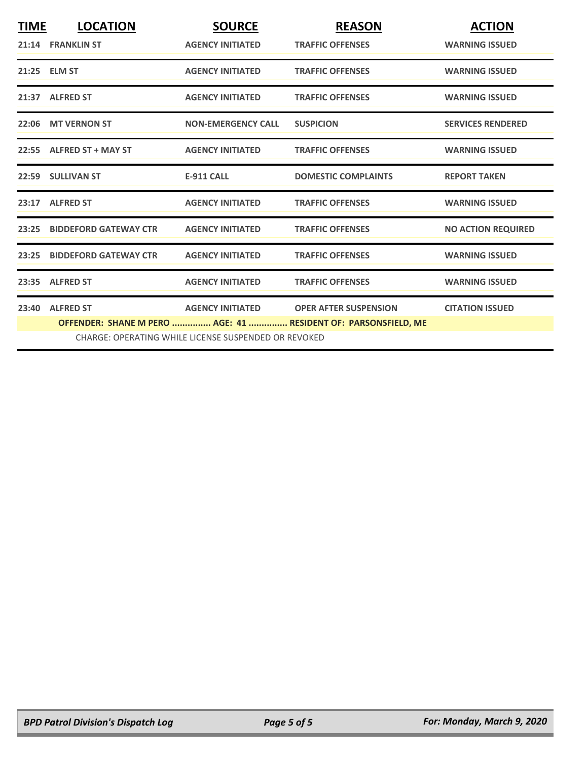| TIME | LOCATION | SOURCE | REASON | ACTION |
|---|---|---|---|---|
| 21:14 | FRANKLIN ST | AGENCY INITIATED | TRAFFIC OFFENSES | WARNING ISSUED |
| 21:25 | ELM ST | AGENCY INITIATED | TRAFFIC OFFENSES | WARNING ISSUED |
| 21:37 | ALFRED ST | AGENCY INITIATED | TRAFFIC OFFENSES | WARNING ISSUED |
| 22:06 | MT VERNON ST | NON-EMERGENCY CALL | SUSPICION | SERVICES RENDERED |
| 22:55 | ALFRED ST + MAY ST | AGENCY INITIATED | TRAFFIC OFFENSES | WARNING ISSUED |
| 22:59 | SULLIVAN ST | E-911 CALL | DOMESTIC COMPLAINTS | REPORT TAKEN |
| 23:17 | ALFRED ST | AGENCY INITIATED | TRAFFIC OFFENSES | WARNING ISSUED |
| 23:25 | BIDDEFORD GATEWAY CTR | AGENCY INITIATED | TRAFFIC OFFENSES | NO ACTION REQUIRED |
| 23:25 | BIDDEFORD GATEWAY CTR | AGENCY INITIATED | TRAFFIC OFFENSES | WARNING ISSUED |
| 23:35 | ALFRED ST | AGENCY INITIATED | TRAFFIC OFFENSES | WARNING ISSUED |
| 23:40 | ALFRED ST | AGENCY INITIATED | OPER AFTER SUSPENSION | CITATION ISSUED |

**OFFENDER: SHANE M PERO ............... AGE: 41 ............... RESIDENT OF: PARSONSFIELD, ME**

CHARGE: OPERATING WHILE LICENSE SUSPENDED OR REVOKED